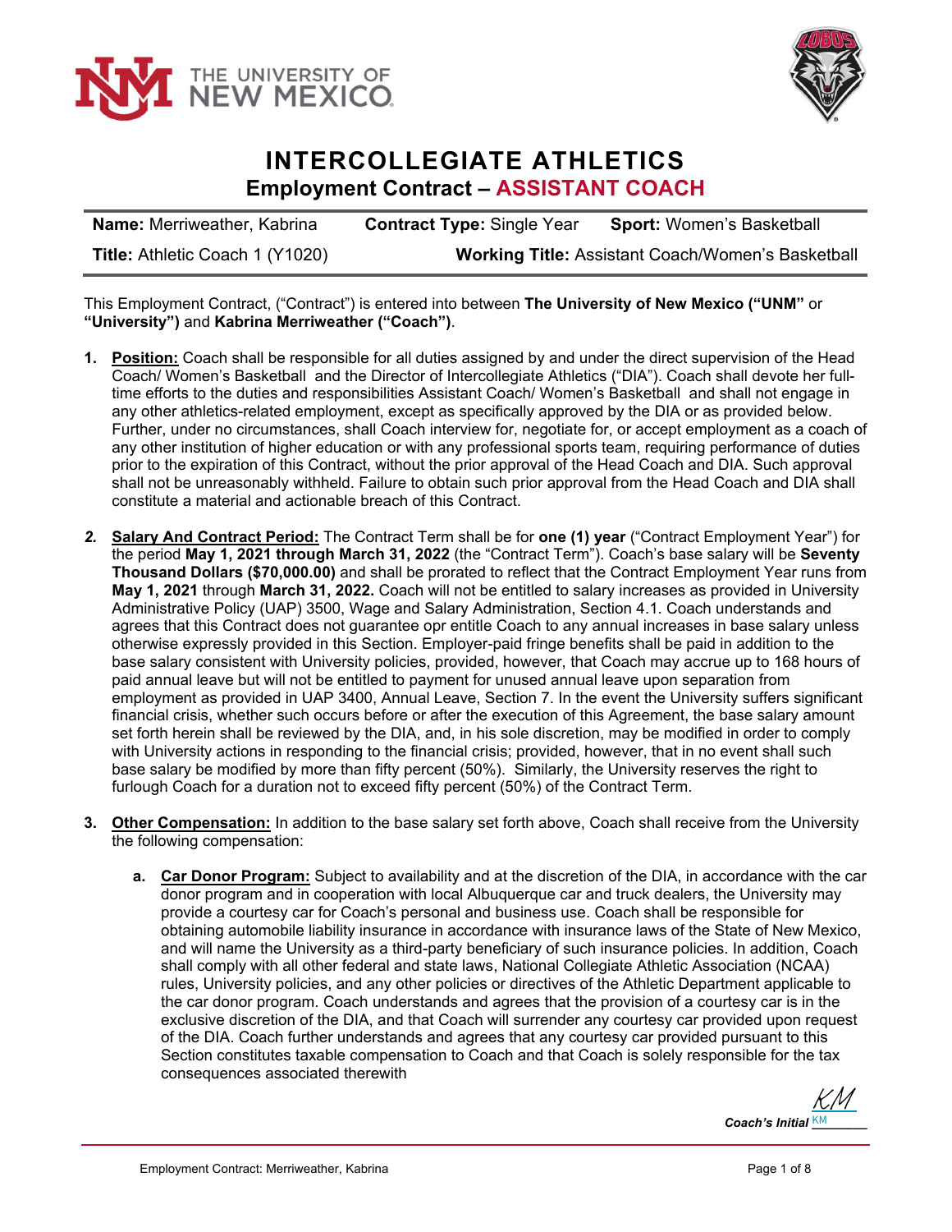# INTERCOLLEGIATE ATHLETICS

## Employment Contract – ASSISTANT COACH

| **Name:** Merriweather, Kabrina | **Contract Type:** Single Year | **Sport:** Women's Basketball |
|---|---|---|
| **Title:** Athletic Coach 1 (Y1020) | **Working Title:** Assistant Coach/Women's Basketball | |

This Employment Contract, ("Contract") is entered into between **The University of New Mexico ("UNM"** or **"University")** and **Kabrina Merriweather ("Coach")**.

1. **Position:** Coach shall be responsible for all duties assigned by and under the direct supervision of the Head Coach/ Women's Basketball and the Director of Intercollegiate Athletics ("DIA"). Coach shall devote her full-time efforts to the duties and responsibilities Assistant Coach/ Women's Basketball and shall not engage in any other athletics-related employment, except as specifically approved by the DIA or as provided below. Further, under no circumstances, shall Coach interview for, negotiate for, or accept employment as a coach of any other institution of higher education or with any professional sports team, requiring performance of duties prior to the expiration of this Contract, without the prior approval of the Head Coach and DIA. Such approval shall not be unreasonably withheld. Failure to obtain such prior approval from the Head Coach and DIA shall constitute a material and actionable breach of this Contract.

2. **Salary And Contract Period:** The Contract Term shall be for **one (1) year** ("Contract Employment Year") for the period **May 1, 2021 through March 31, 2022** (the "Contract Term"). Coach's base salary will be **Seventy Thousand Dollars ($70,000.00)** and shall be prorated to reflect that the Contract Employment Year runs from **May 1, 2021** through **March 31, 2022.** Coach will not be entitled to salary increases as provided in University Administrative Policy (UAP) 3500, Wage and Salary Administration, Section 4.1. Coach understands and agrees that this Contract does not guarantee opr entitle Coach to any annual increases in base salary unless otherwise expressly provided in this Section. Employer-paid fringe benefits shall be paid in addition to the base salary consistent with University policies, provided, however, that Coach may accrue up to 168 hours of paid annual leave but will not be entitled to payment for unused annual leave upon separation from employment as provided in UAP 3400, Annual Leave, Section 7. In the event the University suffers significant financial crisis, whether such occurs before or after the execution of this Agreement, the base salary amount set forth herein shall be reviewed by the DIA, and, in his sole discretion, may be modified in order to comply with University actions in responding to the financial crisis; provided, however, that in no event shall such base salary be modified by more than fifty percent (50%). Similarly, the University reserves the right to furlough Coach for a duration not to exceed fifty percent (50%) of the Contract Term.

3. **Other Compensation:** In addition to the base salary set forth above, Coach shall receive from the University the following compensation:

   a. **Car Donor Program:** Subject to availability and at the discretion of the DIA, in accordance with the car donor program and in cooperation with local Albuquerque car and truck dealers, the University may provide a courtesy car for Coach's personal and business use. Coach shall be responsible for obtaining automobile liability insurance in accordance with insurance laws of the State of New Mexico, and will name the University as a third-party beneficiary of such insurance policies. In addition, Coach shall comply with all other federal and state laws, National Collegiate Athletic Association (NCAA) rules, University policies, and any other policies or directives of the Athletic Department applicable to the car donor program. Coach understands and agrees that the provision of a courtesy car is in the exclusive discretion of the DIA, and that Coach will surrender any courtesy car provided upon request of the DIA. Coach further understands and agrees that any courtesy car provided pursuant to this Section constitutes taxable compensation to Coach and that Coach is solely responsible for the tax consequences associated therewith

*Coach's Initial* KM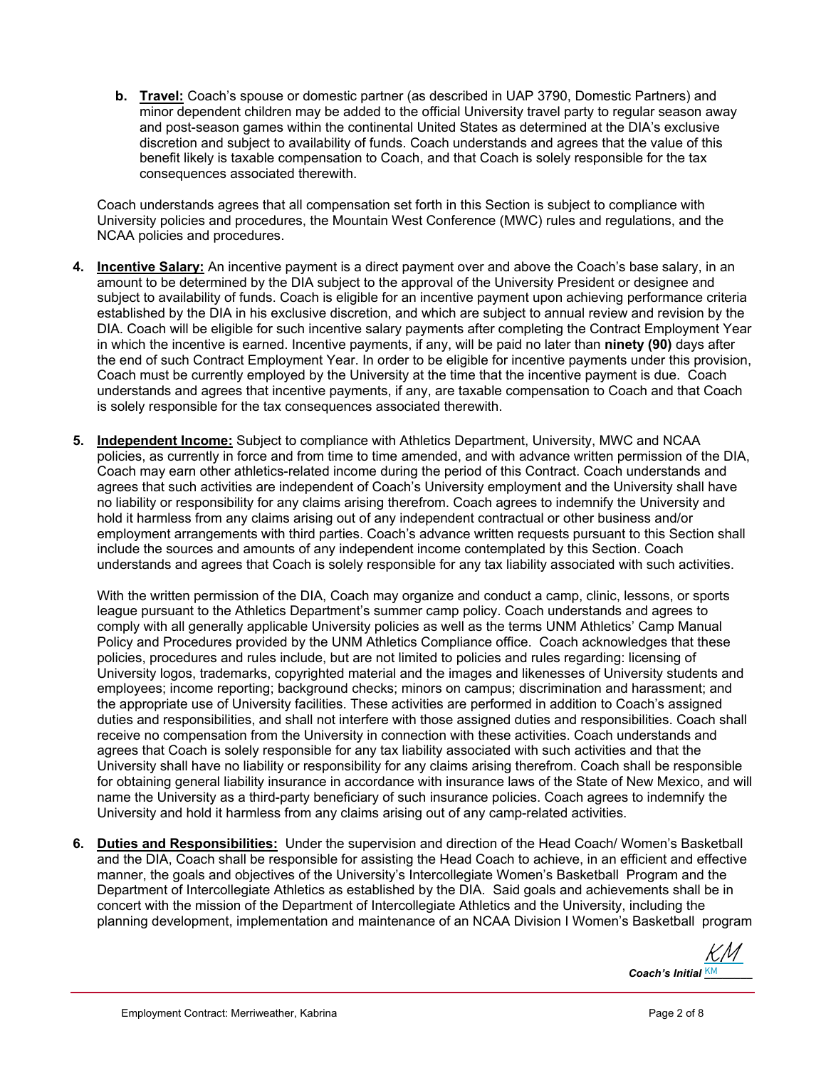**b. Travel:** Coach's spouse or domestic partner (as described in UAP 3790, Domestic Partners) and minor dependent children may be added to the official University travel party to regular season away and post-season games within the continental United States as determined at the DIA's exclusive discretion and subject to availability of funds. Coach understands and agrees that the value of this benefit likely is taxable compensation to Coach, and that Coach is solely responsible for the tax consequences associated therewith.

Coach understands agrees that all compensation set forth in this Section is subject to compliance with University policies and procedures, the Mountain West Conference (MWC) rules and regulations, and the NCAA policies and procedures.

4. **Incentive Salary:** An incentive payment is a direct payment over and above the Coach's base salary, in an amount to be determined by the DIA subject to the approval of the University President or designee and subject to availability of funds. Coach is eligible for an incentive payment upon achieving performance criteria established by the DIA in his exclusive discretion, and which are subject to annual review and revision by the DIA. Coach will be eligible for such incentive salary payments after completing the Contract Employment Year in which the incentive is earned. Incentive payments, if any, will be paid no later than **ninety (90)** days after the end of such Contract Employment Year. In order to be eligible for incentive payments under this provision, Coach must be currently employed by the University at the time that the incentive payment is due. Coach understands and agrees that incentive payments, if any, are taxable compensation to Coach and that Coach is solely responsible for the tax consequences associated therewith.

5. **Independent Income:** Subject to compliance with Athletics Department, University, MWC and NCAA policies, as currently in force and from time to time amended, and with advance written permission of the DIA, Coach may earn other athletics-related income during the period of this Contract. Coach understands and agrees that such activities are independent of Coach's University employment and the University shall have no liability or responsibility for any claims arising therefrom. Coach agrees to indemnify the University and hold it harmless from any claims arising out of any independent contractual or other business and/or employment arrangements with third parties. Coach's advance written requests pursuant to this Section shall include the sources and amounts of any independent income contemplated by this Section. Coach understands and agrees that Coach is solely responsible for any tax liability associated with such activities.

   With the written permission of the DIA, Coach may organize and conduct a camp, clinic, lessons, or sports league pursuant to the Athletics Department's summer camp policy. Coach understands and agrees to comply with all generally applicable University policies as well as the terms UNM Athletics' Camp Manual Policy and Procedures provided by the UNM Athletics Compliance office. Coach acknowledges that these policies, procedures and rules include, but are not limited to policies and rules regarding: licensing of University logos, trademarks, copyrighted material and the images and likenesses of University students and employees; income reporting; background checks; minors on campus; discrimination and harassment; and the appropriate use of University facilities. These activities are performed in addition to Coach's assigned duties and responsibilities, and shall not interfere with those assigned duties and responsibilities. Coach shall receive no compensation from the University in connection with these activities. Coach understands and agrees that Coach is solely responsible for any tax liability associated with such activities and that the University shall have no liability or responsibility for any claims arising therefrom. Coach shall be responsible for obtaining general liability insurance in accordance with insurance laws of the State of New Mexico, and will name the University as a third-party beneficiary of such insurance policies. Coach agrees to indemnify the University and hold it harmless from any claims arising out of any camp-related activities.

6. **Duties and Responsibilities:** Under the supervision and direction of the Head Coach/ Women's Basketball and the DIA, Coach shall be responsible for assisting the Head Coach to achieve, in an efficient and effective manner, the goals and objectives of the University's Intercollegiate Women's Basketball Program and the Department of Intercollegiate Athletics as established by the DIA. Said goals and achievements shall be in concert with the mission of the Department of Intercollegiate Athletics and the University, including the planning development, implementation and maintenance of an NCAA Division I Women's Basketball program

*Coach's Initial* KM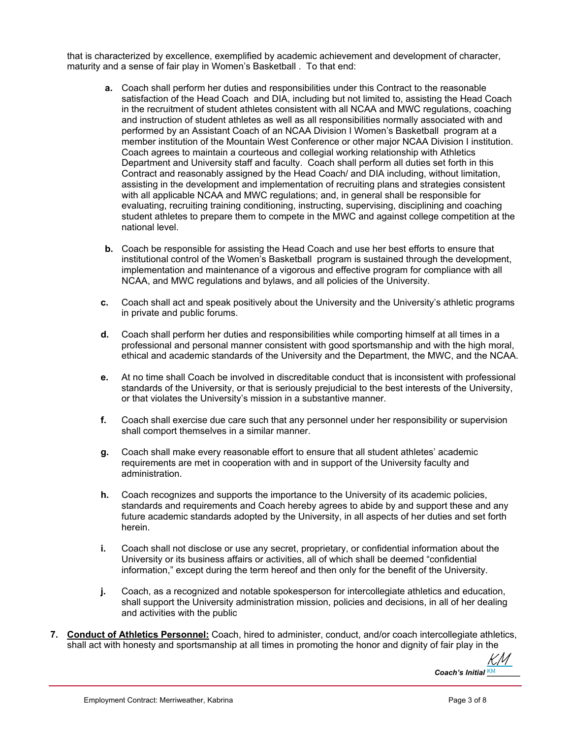that is characterized by excellence, exemplified by academic achievement and development of character, maturity and a sense of fair play in Women's Basketball . To that end:

**a.** Coach shall perform her duties and responsibilities under this Contract to the reasonable satisfaction of the Head Coach and DIA, including but not limited to, assisting the Head Coach in the recruitment of student athletes consistent with all NCAA and MWC regulations, coaching and instruction of student athletes as well as all responsibilities normally associated with and performed by an Assistant Coach of an NCAA Division I Women's Basketball program at a member institution of the Mountain West Conference or other major NCAA Division I institution. Coach agrees to maintain a courteous and collegial working relationship with Athletics Department and University staff and faculty. Coach shall perform all duties set forth in this Contract and reasonably assigned by the Head Coach/ and DIA including, without limitation, assisting in the development and implementation of recruiting plans and strategies consistent with all applicable NCAA and MWC regulations; and, in general shall be responsible for evaluating, recruiting training conditioning, instructing, supervising, disciplining and coaching student athletes to prepare them to compete in the MWC and against college competition at the national level.

**b.** Coach be responsible for assisting the Head Coach and use her best efforts to ensure that institutional control of the Women's Basketball program is sustained through the development, implementation and maintenance of a vigorous and effective program for compliance with all NCAA, and MWC regulations and bylaws, and all policies of the University.

**c.** Coach shall act and speak positively about the University and the University's athletic programs in private and public forums.

**d.** Coach shall perform her duties and responsibilities while comporting himself at all times in a professional and personal manner consistent with good sportsmanship and with the high moral, ethical and academic standards of the University and the Department, the MWC, and the NCAA.

**e.** At no time shall Coach be involved in discreditable conduct that is inconsistent with professional standards of the University, or that is seriously prejudicial to the best interests of the University, or that violates the University's mission in a substantive manner.

**f.** Coach shall exercise due care such that any personnel under her responsibility or supervision shall comport themselves in a similar manner.

**g.** Coach shall make every reasonable effort to ensure that all student athletes' academic requirements are met in cooperation with and in support of the University faculty and administration.

**h.** Coach recognizes and supports the importance to the University of its academic policies, standards and requirements and Coach hereby agrees to abide by and support these and any future academic standards adopted by the University, in all aspects of her duties and set forth herein.

**i.** Coach shall not disclose or use any secret, proprietary, or confidential information about the University or its business affairs or activities, all of which shall be deemed "confidential information," except during the term hereof and then only for the benefit of the University.

**j.** Coach, as a recognized and notable spokesperson for intercollegiate athletics and education, shall support the University administration mission, policies and decisions, in all of her dealing and activities with the public

**7. <u>Conduct of Athletics Personnel:</u>** Coach, hired to administer, conduct, and/or coach intercollegiate athletics, shall act with honesty and sportsmanship at all times in promoting the honor and dignity of fair play in the

***Coach's Initial*** KM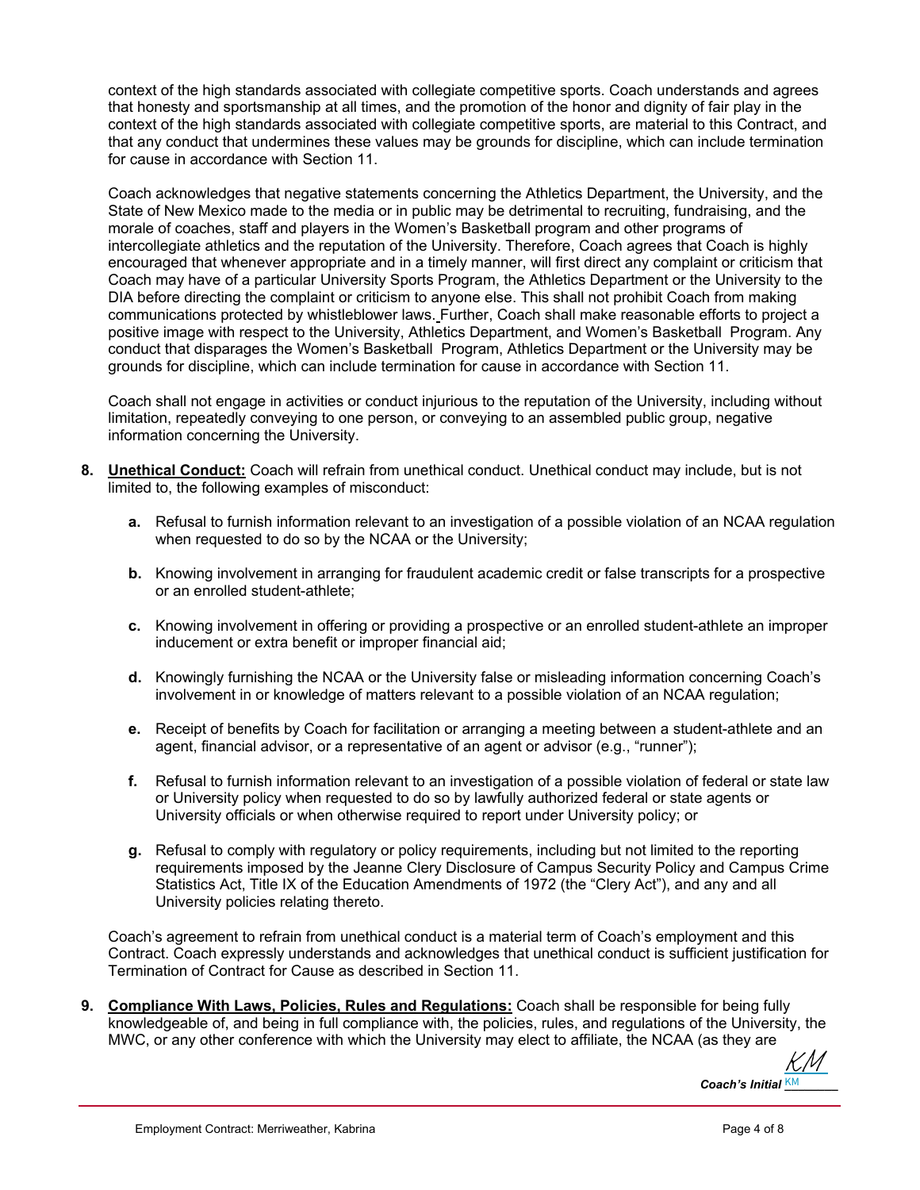context of the high standards associated with collegiate competitive sports. Coach understands and agrees that honesty and sportsmanship at all times, and the promotion of the honor and dignity of fair play in the context of the high standards associated with collegiate competitive sports, are material to this Contract, and that any conduct that undermines these values may be grounds for discipline, which can include termination for cause in accordance with Section 11.

Coach acknowledges that negative statements concerning the Athletics Department, the University, and the State of New Mexico made to the media or in public may be detrimental to recruiting, fundraising, and the morale of coaches, staff and players in the Women's Basketball program and other programs of intercollegiate athletics and the reputation of the University. Therefore, Coach agrees that Coach is highly encouraged that whenever appropriate and in a timely manner, will first direct any complaint or criticism that Coach may have of a particular University Sports Program, the Athletics Department or the University to the DIA before directing the complaint or criticism to anyone else. This shall not prohibit Coach from making communications protected by whistleblower laws. Further, Coach shall make reasonable efforts to project a positive image with respect to the University, Athletics Department, and Women's Basketball Program. Any conduct that disparages the Women's Basketball Program, Athletics Department or the University may be grounds for discipline, which can include termination for cause in accordance with Section 11.

Coach shall not engage in activities or conduct injurious to the reputation of the University, including without limitation, repeatedly conveying to one person, or conveying to an assembled public group, negative information concerning the University.

8. **Unethical Conduct:** Coach will refrain from unethical conduct. Unethical conduct may include, but is not limited to, the following examples of misconduct:

   **a.** Refusal to furnish information relevant to an investigation of a possible violation of an NCAA regulation when requested to do so by the NCAA or the University;

   **b.** Knowing involvement in arranging for fraudulent academic credit or false transcripts for a prospective or an enrolled student-athlete;

   **c.** Knowing involvement in offering or providing a prospective or an enrolled student-athlete an improper inducement or extra benefit or improper financial aid;

   **d.** Knowingly furnishing the NCAA or the University false or misleading information concerning Coach's involvement in or knowledge of matters relevant to a possible violation of an NCAA regulation;

   **e.** Receipt of benefits by Coach for facilitation or arranging a meeting between a student-athlete and an agent, financial advisor, or a representative of an agent or advisor (e.g., "runner");

   **f.** Refusal to furnish information relevant to an investigation of a possible violation of federal or state law or University policy when requested to do so by lawfully authorized federal or state agents or University officials or when otherwise required to report under University policy; or

   **g.** Refusal to comply with regulatory or policy requirements, including but not limited to the reporting requirements imposed by the Jeanne Clery Disclosure of Campus Security Policy and Campus Crime Statistics Act, Title IX of the Education Amendments of 1972 (the "Clery Act"), and any and all University policies relating thereto.

Coach's agreement to refrain from unethical conduct is a material term of Coach's employment and this Contract. Coach expressly understands and acknowledges that unethical conduct is sufficient justification for Termination of Contract for Cause as described in Section 11.

9. **Compliance With Laws, Policies, Rules and Regulations:** Coach shall be responsible for being fully knowledgeable of, and being in full compliance with, the policies, rules, and regulations of the University, the MWC, or any other conference with which the University may elect to affiliate, the NCAA (as they are

***Coach's Initial*** KM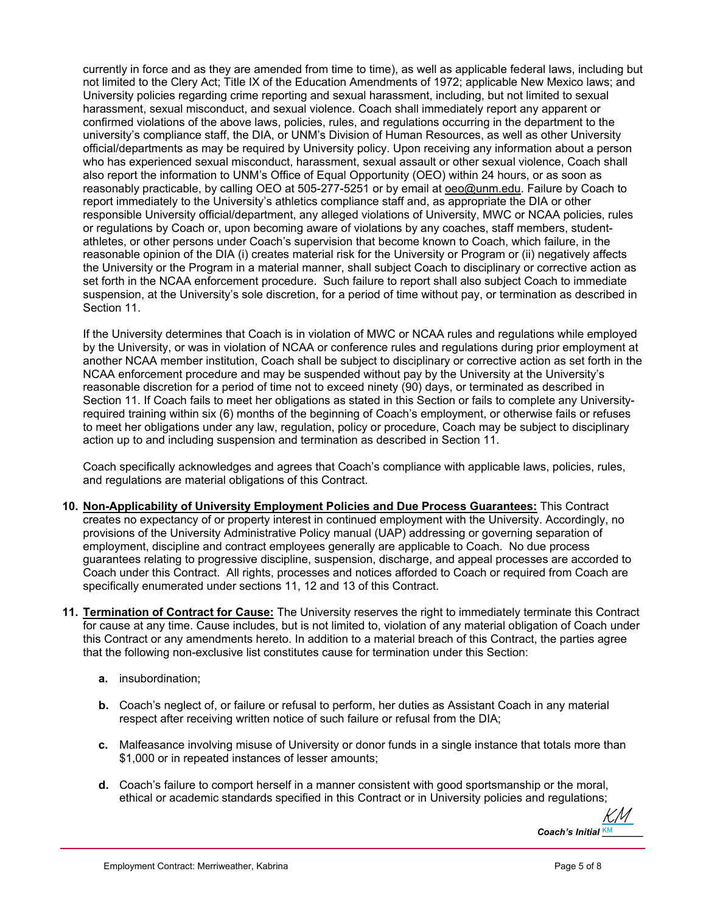currently in force and as they are amended from time to time), as well as applicable federal laws, including but not limited to the Clery Act; Title IX of the Education Amendments of 1972; applicable New Mexico laws; and University policies regarding crime reporting and sexual harassment, including, but not limited to sexual harassment, sexual misconduct, and sexual violence. Coach shall immediately report any apparent or confirmed violations of the above laws, policies, rules, and regulations occurring in the department to the university's compliance staff, the DIA, or UNM's Division of Human Resources, as well as other University official/departments as may be required by University policy. Upon receiving any information about a person who has experienced sexual misconduct, harassment, sexual assault or other sexual violence, Coach shall also report the information to UNM's Office of Equal Opportunity (OEO) within 24 hours, or as soon as reasonably practicable, by calling OEO at 505-277-5251 or by email at oeo@unm.edu. Failure by Coach to report immediately to the University's athletics compliance staff and, as appropriate the DIA or other responsible University official/department, any alleged violations of University, MWC or NCAA policies, rules or regulations by Coach or, upon becoming aware of violations by any coaches, staff members, student-athletes, or other persons under Coach's supervision that become known to Coach, which failure, in the reasonable opinion of the DIA (i) creates material risk for the University or Program or (ii) negatively affects the University or the Program in a material manner, shall subject Coach to disciplinary or corrective action as set forth in the NCAA enforcement procedure. Such failure to report shall also subject Coach to immediate suspension, at the University's sole discretion, for a period of time without pay, or termination as described in Section 11.

If the University determines that Coach is in violation of MWC or NCAA rules and regulations while employed by the University, or was in violation of NCAA or conference rules and regulations during prior employment at another NCAA member institution, Coach shall be subject to disciplinary or corrective action as set forth in the NCAA enforcement procedure and may be suspended without pay by the University at the University's reasonable discretion for a period of time not to exceed ninety (90) days, or terminated as described in Section 11. If Coach fails to meet her obligations as stated in this Section or fails to complete any University-required training within six (6) months of the beginning of Coach's employment, or otherwise fails or refuses to meet her obligations under any law, regulation, policy or procedure, Coach may be subject to disciplinary action up to and including suspension and termination as described in Section 11.

Coach specifically acknowledges and agrees that Coach's compliance with applicable laws, policies, rules, and regulations are material obligations of this Contract.

**10. Non-Applicability of University Employment Policies and Due Process Guarantees:** This Contract creates no expectancy of or property interest in continued employment with the University. Accordingly, no provisions of the University Administrative Policy manual (UAP) addressing or governing separation of employment, discipline and contract employees generally are applicable to Coach. No due process guarantees relating to progressive discipline, suspension, discharge, and appeal processes are accorded to Coach under this Contract. All rights, processes and notices afforded to Coach or required from Coach are specifically enumerated under sections 11, 12 and 13 of this Contract.

**11. Termination of Contract for Cause:** The University reserves the right to immediately terminate this Contract for cause at any time. Cause includes, but is not limited to, violation of any material obligation of Coach under this Contract or any amendments hereto. In addition to a material breach of this Contract, the parties agree that the following non-exclusive list constitutes cause for termination under this Section:

- **a.** insubordination;
- **b.** Coach's neglect of, or failure or refusal to perform, her duties as Assistant Coach in any material respect after receiving written notice of such failure or refusal from the DIA;
- **c.** Malfeasance involving misuse of University or donor funds in a single instance that totals more than $1,000 or in repeated instances of lesser amounts;
- **d.** Coach's failure to comport herself in a manner consistent with good sportsmanship or the moral, ethical or academic standards specified in this Contract or in University policies and regulations;

***Coach's Initial*** KM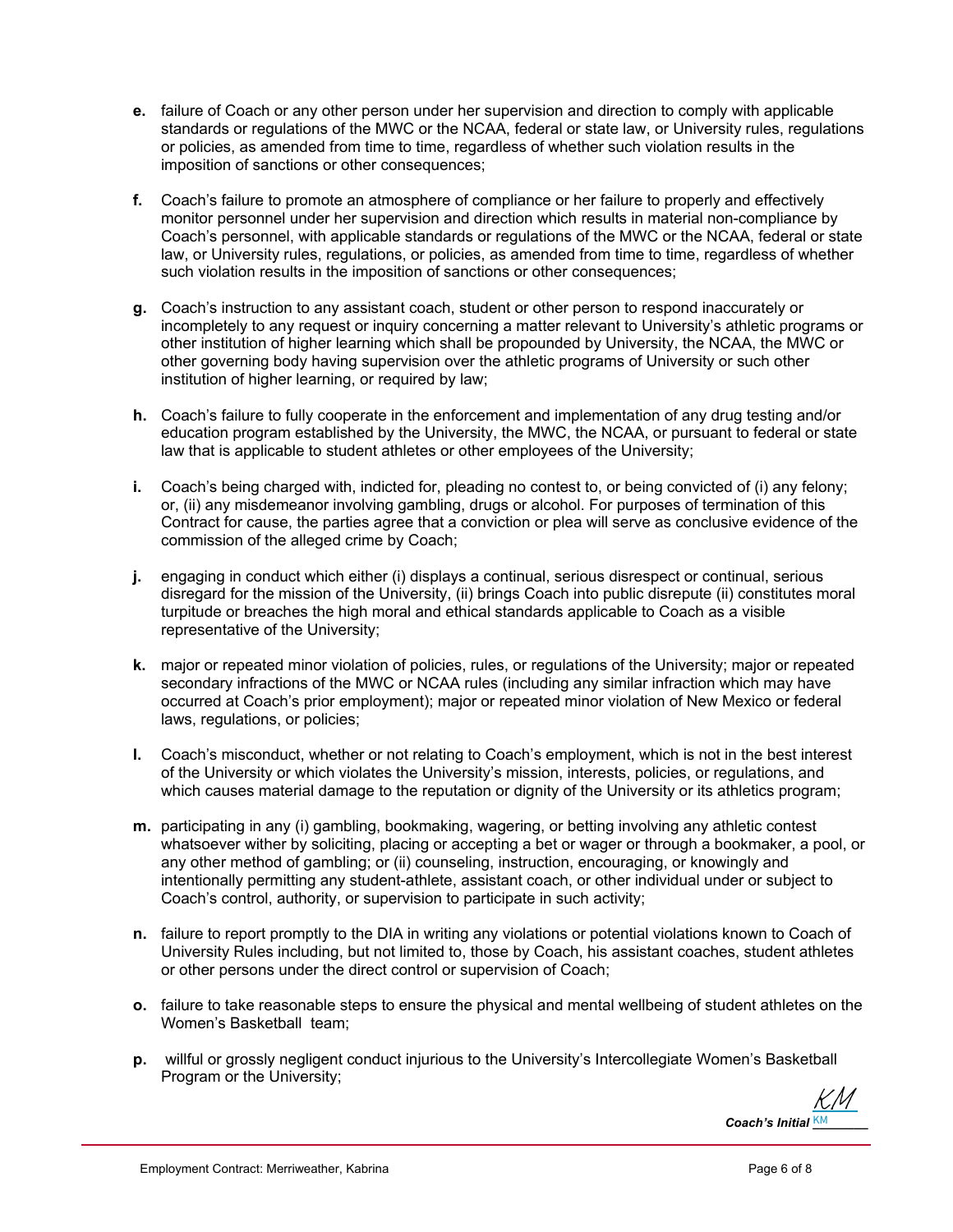**e.** failure of Coach or any other person under her supervision and direction to comply with applicable standards or regulations of the MWC or the NCAA, federal or state law, or University rules, regulations or policies, as amended from time to time, regardless of whether such violation results in the imposition of sanctions or other consequences;

**f.** Coach's failure to promote an atmosphere of compliance or her failure to properly and effectively monitor personnel under her supervision and direction which results in material non-compliance by Coach's personnel, with applicable standards or regulations of the MWC or the NCAA, federal or state law, or University rules, regulations, or policies, as amended from time to time, regardless of whether such violation results in the imposition of sanctions or other consequences;

**g.** Coach's instruction to any assistant coach, student or other person to respond inaccurately or incompletely to any request or inquiry concerning a matter relevant to University's athletic programs or other institution of higher learning which shall be propounded by University, the NCAA, the MWC or other governing body having supervision over the athletic programs of University or such other institution of higher learning, or required by law;

**h.** Coach's failure to fully cooperate in the enforcement and implementation of any drug testing and/or education program established by the University, the MWC, the NCAA, or pursuant to federal or state law that is applicable to student athletes or other employees of the University;

**i.** Coach's being charged with, indicted for, pleading no contest to, or being convicted of (i) any felony; or, (ii) any misdemeanor involving gambling, drugs or alcohol. For purposes of termination of this Contract for cause, the parties agree that a conviction or plea will serve as conclusive evidence of the commission of the alleged crime by Coach;

**j.** engaging in conduct which either (i) displays a continual, serious disrespect or continual, serious disregard for the mission of the University, (ii) brings Coach into public disrepute (ii) constitutes moral turpitude or breaches the high moral and ethical standards applicable to Coach as a visible representative of the University;

**k.** major or repeated minor violation of policies, rules, or regulations of the University; major or repeated secondary infractions of the MWC or NCAA rules (including any similar infraction which may have occurred at Coach's prior employment); major or repeated minor violation of New Mexico or federal laws, regulations, or policies;

**l.** Coach's misconduct, whether or not relating to Coach's employment, which is not in the best interest of the University or which violates the University's mission, interests, policies, or regulations, and which causes material damage to the reputation or dignity of the University or its athletics program;

**m.** participating in any (i) gambling, bookmaking, wagering, or betting involving any athletic contest whatsoever wither by soliciting, placing or accepting a bet or wager or through a bookmaker, a pool, or any other method of gambling; or (ii) counseling, instruction, encouraging, or knowingly and intentionally permitting any student-athlete, assistant coach, or other individual under or subject to Coach's control, authority, or supervision to participate in such activity;

**n.** failure to report promptly to the DIA in writing any violations or potential violations known to Coach of University Rules including, but not limited to, those by Coach, his assistant coaches, student athletes or other persons under the direct control or supervision of Coach;

**o.** failure to take reasonable steps to ensure the physical and mental wellbeing of student athletes on the Women's Basketball team;

**p.** willful or grossly negligent conduct injurious to the University's Intercollegiate Women's Basketball Program or the University;

***Coach's Initial*** KM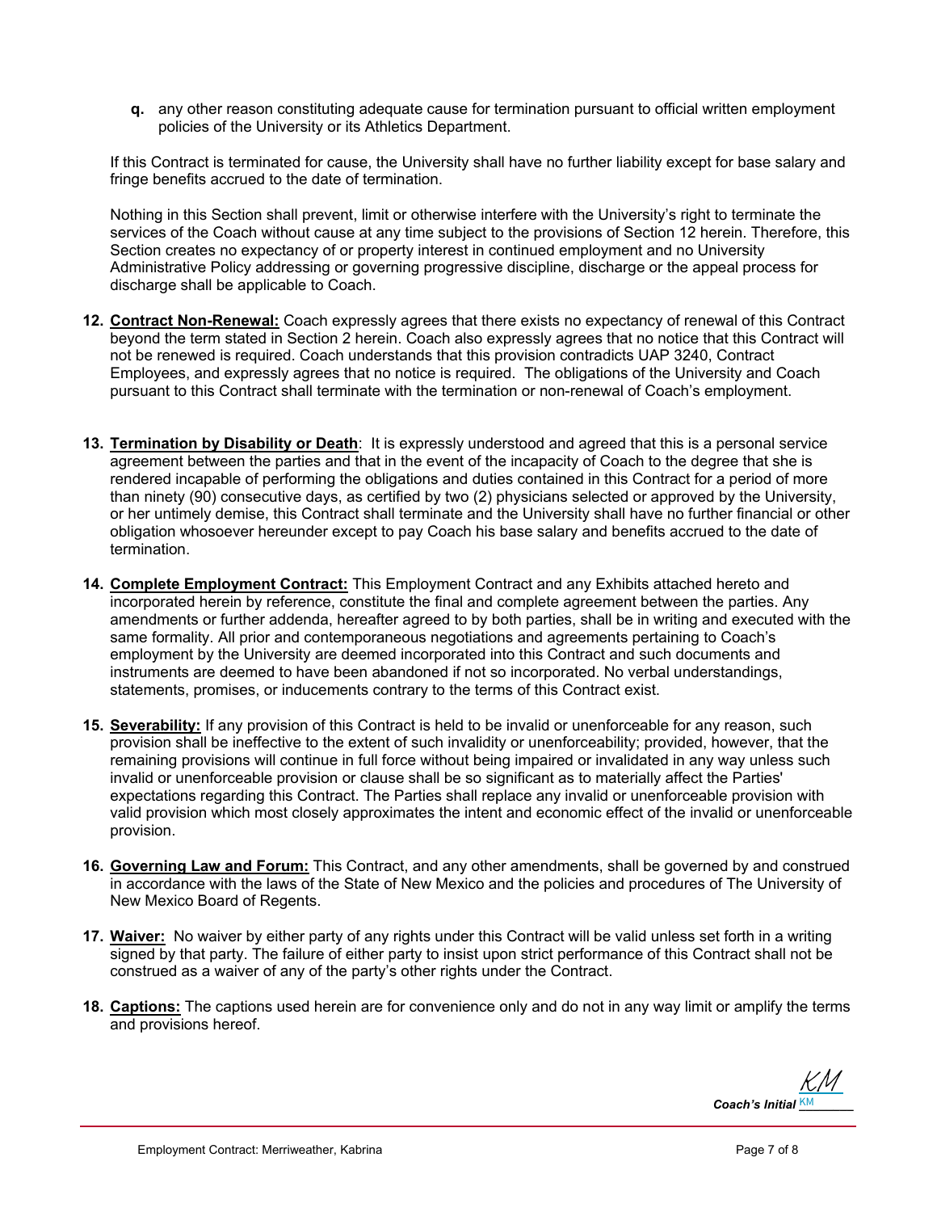**q.** any other reason constituting adequate cause for termination pursuant to official written employment policies of the University or its Athletics Department.

If this Contract is terminated for cause, the University shall have no further liability except for base salary and fringe benefits accrued to the date of termination.

Nothing in this Section shall prevent, limit or otherwise interfere with the University's right to terminate the services of the Coach without cause at any time subject to the provisions of Section 12 herein. Therefore, this Section creates no expectancy of or property interest in continued employment and no University Administrative Policy addressing or governing progressive discipline, discharge or the appeal process for discharge shall be applicable to Coach.

12. **Contract Non-Renewal:** Coach expressly agrees that there exists no expectancy of renewal of this Contract beyond the term stated in Section 2 herein. Coach also expressly agrees that no notice that this Contract will not be renewed is required. Coach understands that this provision contradicts UAP 3240, Contract Employees, and expressly agrees that no notice is required. The obligations of the University and Coach pursuant to this Contract shall terminate with the termination or non-renewal of Coach's employment.

13. **Termination by Disability or Death**: It is expressly understood and agreed that this is a personal service agreement between the parties and that in the event of the incapacity of Coach to the degree that she is rendered incapable of performing the obligations and duties contained in this Contract for a period of more than ninety (90) consecutive days, as certified by two (2) physicians selected or approved by the University, or her untimely demise, this Contract shall terminate and the University shall have no further financial or other obligation whosoever hereunder except to pay Coach his base salary and benefits accrued to the date of termination.

14. **Complete Employment Contract:** This Employment Contract and any Exhibits attached hereto and incorporated herein by reference, constitute the final and complete agreement between the parties. Any amendments or further addenda, hereafter agreed to by both parties, shall be in writing and executed with the same formality. All prior and contemporaneous negotiations and agreements pertaining to Coach's employment by the University are deemed incorporated into this Contract and such documents and instruments are deemed to have been abandoned if not so incorporated. No verbal understandings, statements, promises, or inducements contrary to the terms of this Contract exist.

15. **Severability:** If any provision of this Contract is held to be invalid or unenforceable for any reason, such provision shall be ineffective to the extent of such invalidity or unenforceability; provided, however, that the remaining provisions will continue in full force without being impaired or invalidated in any way unless such invalid or unenforceable provision or clause shall be so significant as to materially affect the Parties' expectations regarding this Contract. The Parties shall replace any invalid or unenforceable provision with valid provision which most closely approximates the intent and economic effect of the invalid or unenforceable provision.

16. **Governing Law and Forum:** This Contract, and any other amendments, shall be governed by and construed in accordance with the laws of the State of New Mexico and the policies and procedures of The University of New Mexico Board of Regents.

17. **Waiver:** No waiver by either party of any rights under this Contract will be valid unless set forth in a writing signed by that party. The failure of either party to insist upon strict performance of this Contract shall not be construed as a waiver of any of the party's other rights under the Contract.

18. **Captions:** The captions used herein are for convenience only and do not in any way limit or amplify the terms and provisions hereof.

*Coach's Initial* KM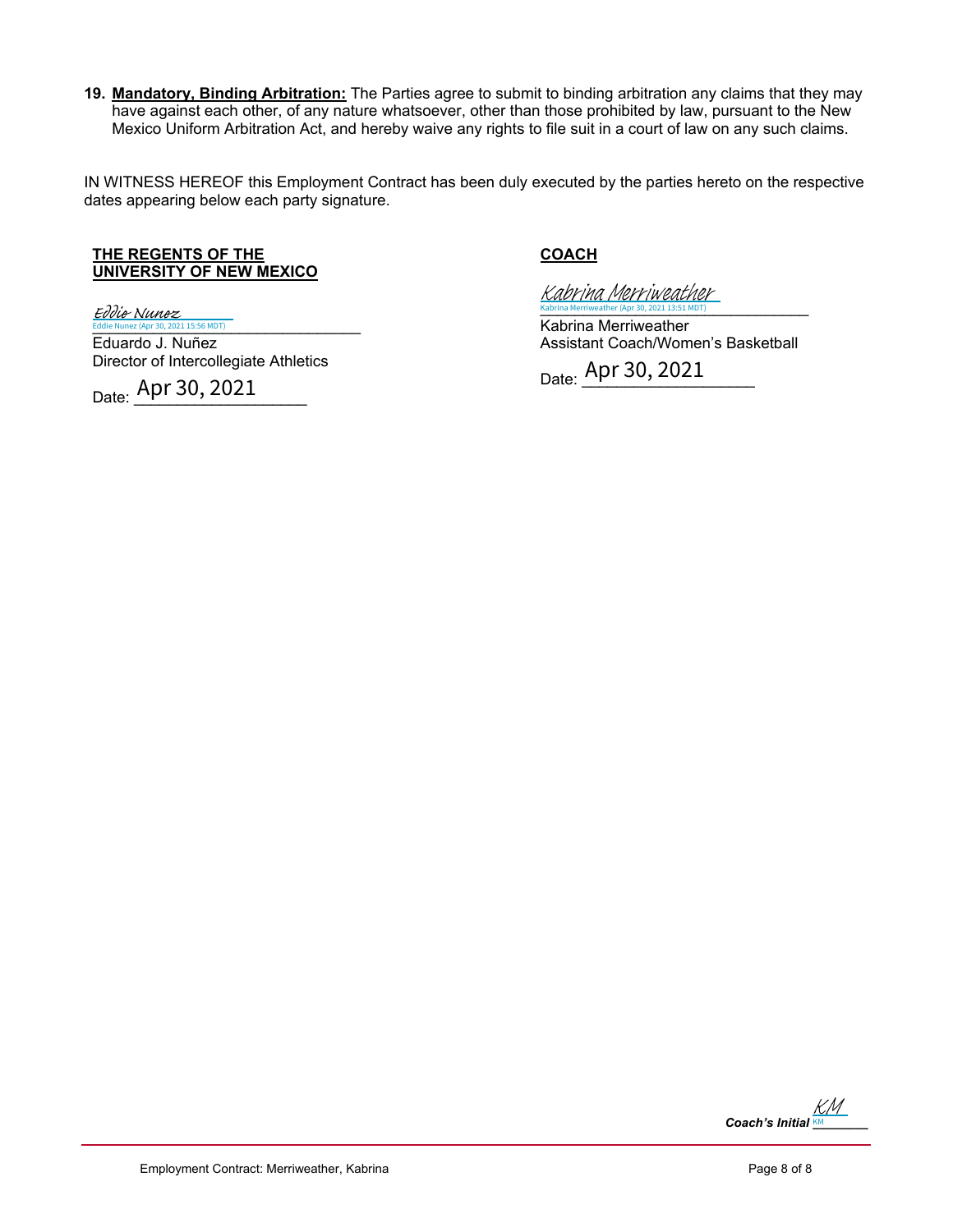19. **Mandatory, Binding Arbitration:** The Parties agree to submit to binding arbitration any claims that they may have against each other, of any nature whatsoever, other than those prohibited by law, pursuant to the New Mexico Uniform Arbitration Act, and hereby waive any rights to file suit in a court of law on any such claims.

IN WITNESS HEREOF this Employment Contract has been duly executed by the parties hereto on the respective dates appearing below each party signature.

**THE REGENTS OF THE UNIVERSITY OF NEW MEXICO**

Eddie Nunez
Eddie Nunez (Apr 30, 2021 15:56 MDT)

Eduardo J. Nuñez
Director of Intercollegiate Athletics

Date: Apr 30, 2021

**COACH**

Kabrina Merriweather
Kabrina Merriweather (Apr 30, 2021 13:51 MDT)

Kabrina Merriweather
Assistant Coach/Women's Basketball

Date: Apr 30, 2021

***Coach's Initial*** KM